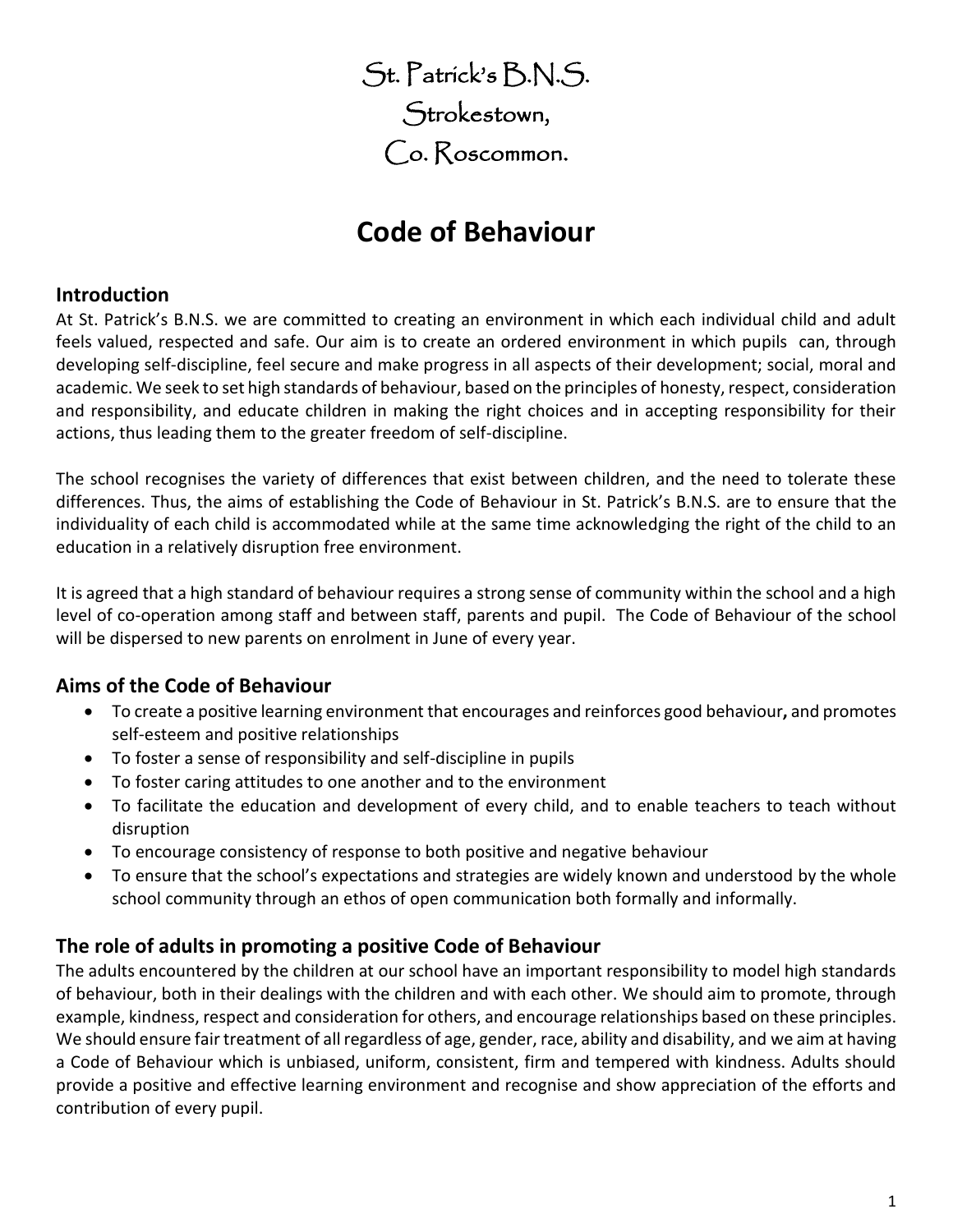St. Patrick's B.N.S.
Strokestown,
Co. Roscommon.

# Code of Behaviour

## Introduction

At St. Patrick's B.N.S. we are committed to creating an environment in which each individual child and adult feels valued, respected and safe. Our aim is to create an ordered environment in which pupils can, through developing self-discipline, feel secure and make progress in all aspects of their development; social, moral and academic. We seek to set high standards of behaviour, based on the principles of honesty, respect, consideration and responsibility, and educate children in making the right choices and in accepting responsibility for their actions, thus leading them to the greater freedom of self-discipline.

The school recognises the variety of differences that exist between children, and the need to tolerate these differences. Thus, the aims of establishing the Code of Behaviour in St. Patrick's B.N.S. are to ensure that the individuality of each child is accommodated while at the same time acknowledging the right of the child to an education in a relatively disruption free environment.

It is agreed that a high standard of behaviour requires a strong sense of community within the school and a high level of co-operation among staff and between staff, parents and pupil. The Code of Behaviour of the school will be dispersed to new parents on enrolment in June of every year.

## Aims of the Code of Behaviour

- To create a positive learning environment that encourages and reinforces good behaviour**,** and promotes self-esteem and positive relationships
- To foster a sense of responsibility and self-discipline in pupils
- To foster caring attitudes to one another and to the environment
- To facilitate the education and development of every child, and to enable teachers to teach without disruption
- To encourage consistency of response to both positive and negative behaviour
- To ensure that the school's expectations and strategies are widely known and understood by the whole school community through an ethos of open communication both formally and informally.

## The role of adults in promoting a positive Code of Behaviour

The adults encountered by the children at our school have an important responsibility to model high standards of behaviour, both in their dealings with the children and with each other. We should aim to promote, through example, kindness, respect and consideration for others, and encourage relationships based on these principles. We should ensure fair treatment of all regardless of age, gender, race, ability and disability, and we aim at having a Code of Behaviour which is unbiased, uniform, consistent, firm and tempered with kindness. Adults should provide a positive and effective learning environment and recognise and show appreciation of the efforts and contribution of every pupil.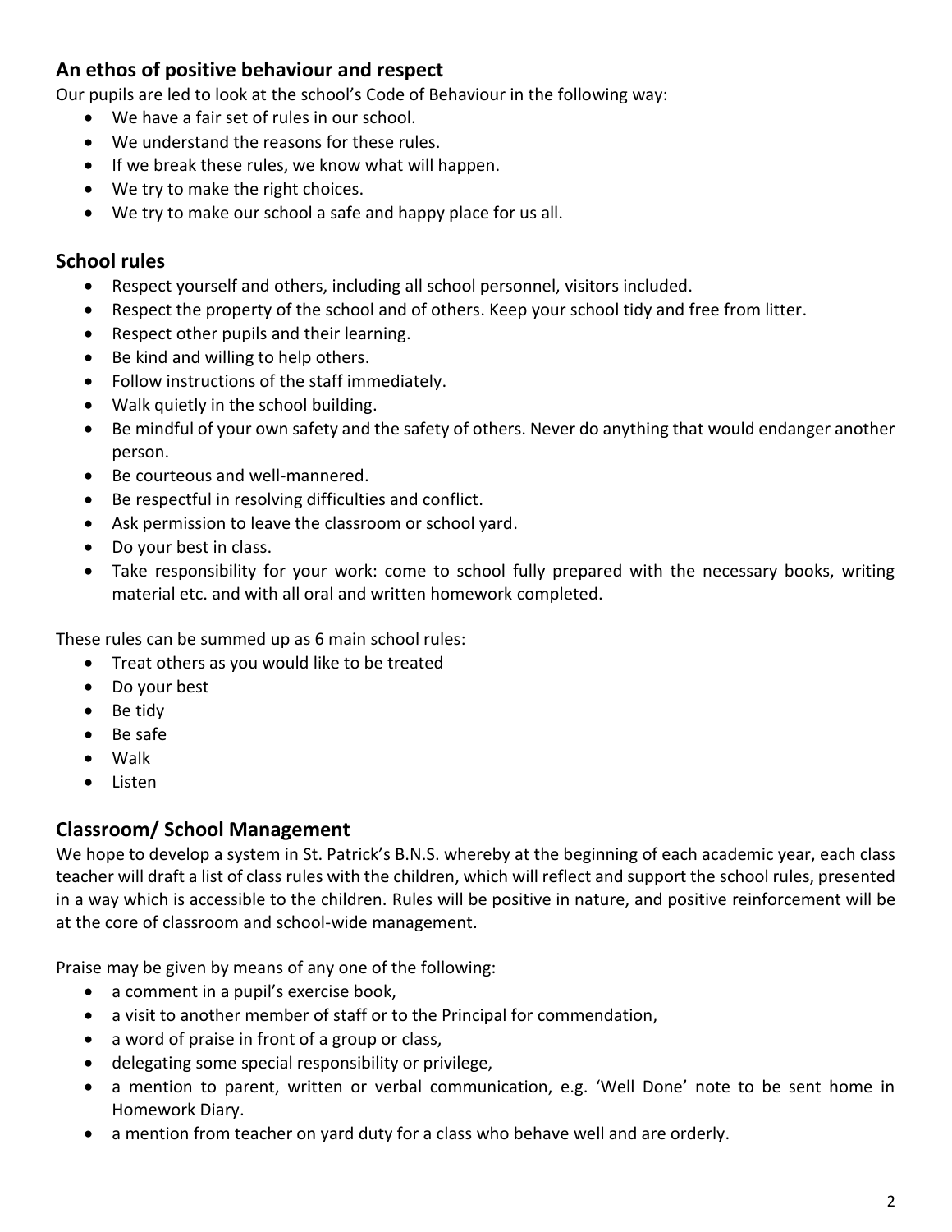## An ethos of positive behaviour and respect

Our pupils are led to look at the school's Code of Behaviour in the following way:

- We have a fair set of rules in our school.
- We understand the reasons for these rules.
- If we break these rules, we know what will happen.
- We try to make the right choices.
- We try to make our school a safe and happy place for us all.

## School rules

- Respect yourself and others, including all school personnel, visitors included.
- Respect the property of the school and of others. Keep your school tidy and free from litter.
- Respect other pupils and their learning.
- Be kind and willing to help others.
- Follow instructions of the staff immediately.
- Walk quietly in the school building.
- Be mindful of your own safety and the safety of others. Never do anything that would endanger another person.
- Be courteous and well-mannered.
- Be respectful in resolving difficulties and conflict.
- Ask permission to leave the classroom or school yard.
- Do your best in class.
- Take responsibility for your work: come to school fully prepared with the necessary books, writing material etc. and with all oral and written homework completed.

These rules can be summed up as 6 main school rules:

- Treat others as you would like to be treated
- Do your best
- Be tidy
- Be safe
- Walk
- Listen

## Classroom/ School Management

We hope to develop a system in St. Patrick's B.N.S. whereby at the beginning of each academic year, each class teacher will draft a list of class rules with the children, which will reflect and support the school rules, presented in a way which is accessible to the children. Rules will be positive in nature, and positive reinforcement will be at the core of classroom and school-wide management.

Praise may be given by means of any one of the following:

- a comment in a pupil's exercise book,
- a visit to another member of staff or to the Principal for commendation,
- a word of praise in front of a group or class,
- delegating some special responsibility or privilege,
- a mention to parent, written or verbal communication, e.g. 'Well Done' note to be sent home in Homework Diary.
- a mention from teacher on yard duty for a class who behave well and are orderly.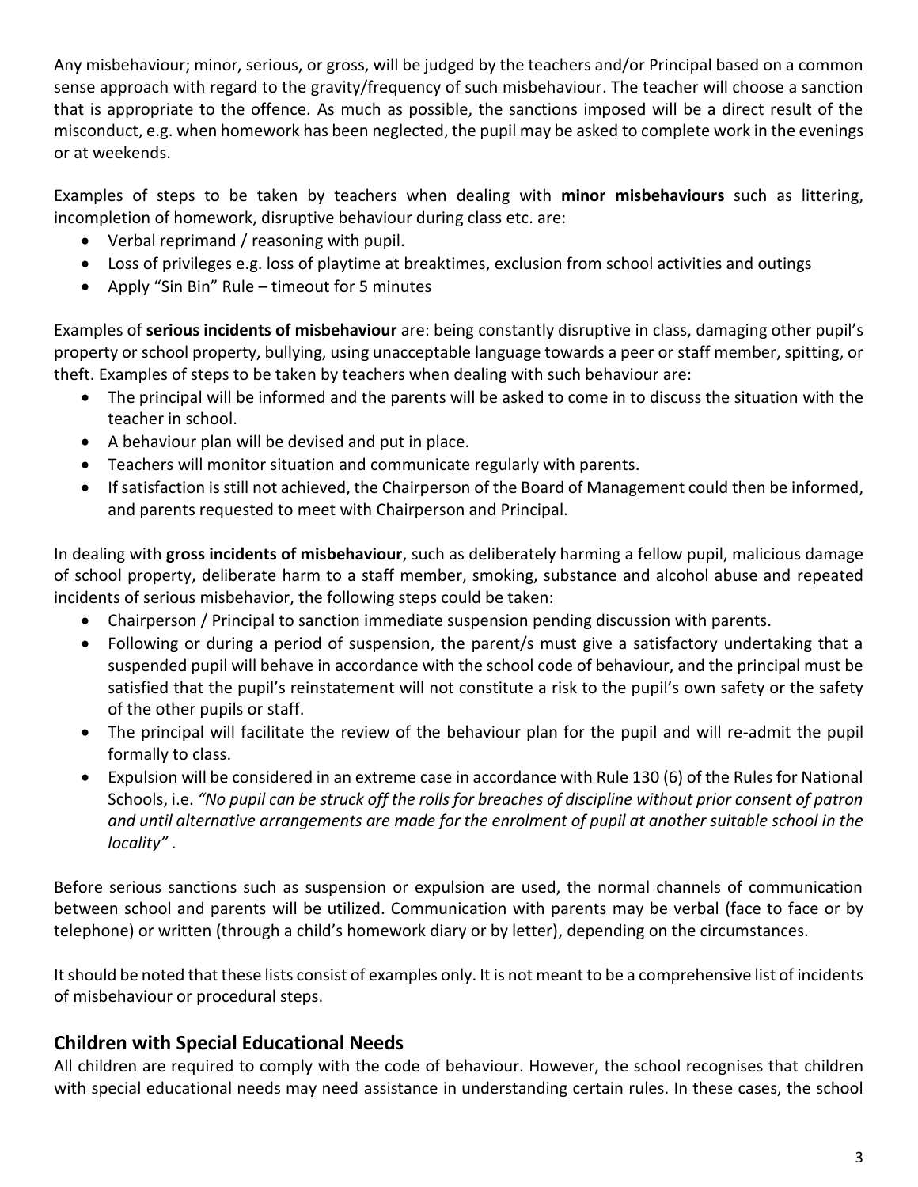Any misbehaviour; minor, serious, or gross, will be judged by the teachers and/or Principal based on a common sense approach with regard to the gravity/frequency of such misbehaviour. The teacher will choose a sanction that is appropriate to the offence. As much as possible, the sanctions imposed will be a direct result of the misconduct, e.g. when homework has been neglected, the pupil may be asked to complete work in the evenings or at weekends.

Examples of steps to be taken by teachers when dealing with **minor misbehaviours** such as littering, incompletion of homework, disruptive behaviour during class etc. are:

- Verbal reprimand / reasoning with pupil.
- Loss of privileges e.g. loss of playtime at breaktimes, exclusion from school activities and outings
- Apply "Sin Bin" Rule – timeout for 5 minutes

Examples of **serious incidents of misbehaviour** are: being constantly disruptive in class, damaging other pupil's property or school property, bullying, using unacceptable language towards a peer or staff member, spitting, or theft. Examples of steps to be taken by teachers when dealing with such behaviour are:

- The principal will be informed and the parents will be asked to come in to discuss the situation with the teacher in school.
- A behaviour plan will be devised and put in place.
- Teachers will monitor situation and communicate regularly with parents.
- If satisfaction is still not achieved, the Chairperson of the Board of Management could then be informed, and parents requested to meet with Chairperson and Principal.

In dealing with **gross incidents of misbehaviour**, such as deliberately harming a fellow pupil, malicious damage of school property, deliberate harm to a staff member, smoking, substance and alcohol abuse and repeated incidents of serious misbehavior, the following steps could be taken:

- Chairperson / Principal to sanction immediate suspension pending discussion with parents.
- Following or during a period of suspension, the parent/s must give a satisfactory undertaking that a suspended pupil will behave in accordance with the school code of behaviour, and the principal must be satisfied that the pupil's reinstatement will not constitute a risk to the pupil's own safety or the safety of the other pupils or staff.
- The principal will facilitate the review of the behaviour plan for the pupil and will re-admit the pupil formally to class.
- Expulsion will be considered in an extreme case in accordance with Rule 130 (6) of the Rules for National Schools, i.e. *"No pupil can be struck off the rolls for breaches of discipline without prior consent of patron and until alternative arrangements are made for the enrolment of pupil at another suitable school in the locality"* .

Before serious sanctions such as suspension or expulsion are used, the normal channels of communication between school and parents will be utilized. Communication with parents may be verbal (face to face or by telephone) or written (through a child's homework diary or by letter), depending on the circumstances.

It should be noted that these lists consist of examples only. It is not meant to be a comprehensive list of incidents of misbehaviour or procedural steps.

## Children with Special Educational Needs

All children are required to comply with the code of behaviour. However, the school recognises that children with special educational needs may need assistance in understanding certain rules. In these cases, the school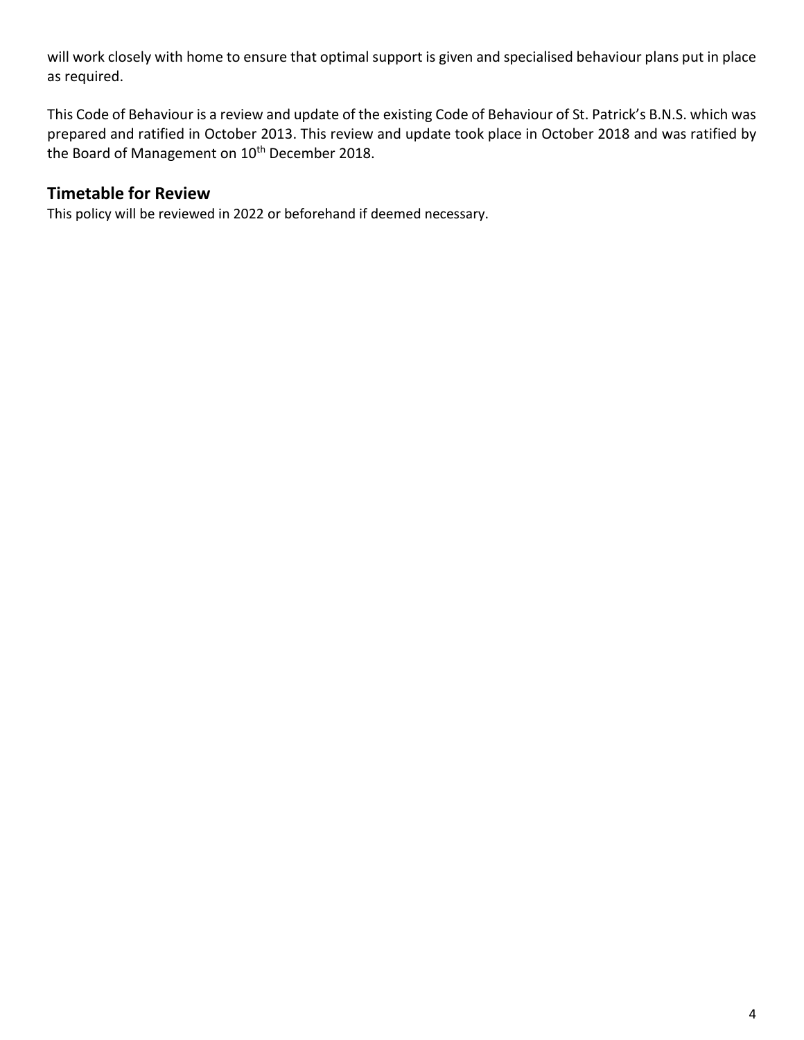will work closely with home to ensure that optimal support is given and specialised behaviour plans put in place as required.

This Code of Behaviour is a review and update of the existing Code of Behaviour of St. Patrick's B.N.S. which was prepared and ratified in October 2013. This review and update took place in October 2018 and was ratified by the Board of Management on 10th December 2018.

## Timetable for Review

This policy will be reviewed in 2022 or beforehand if deemed necessary.